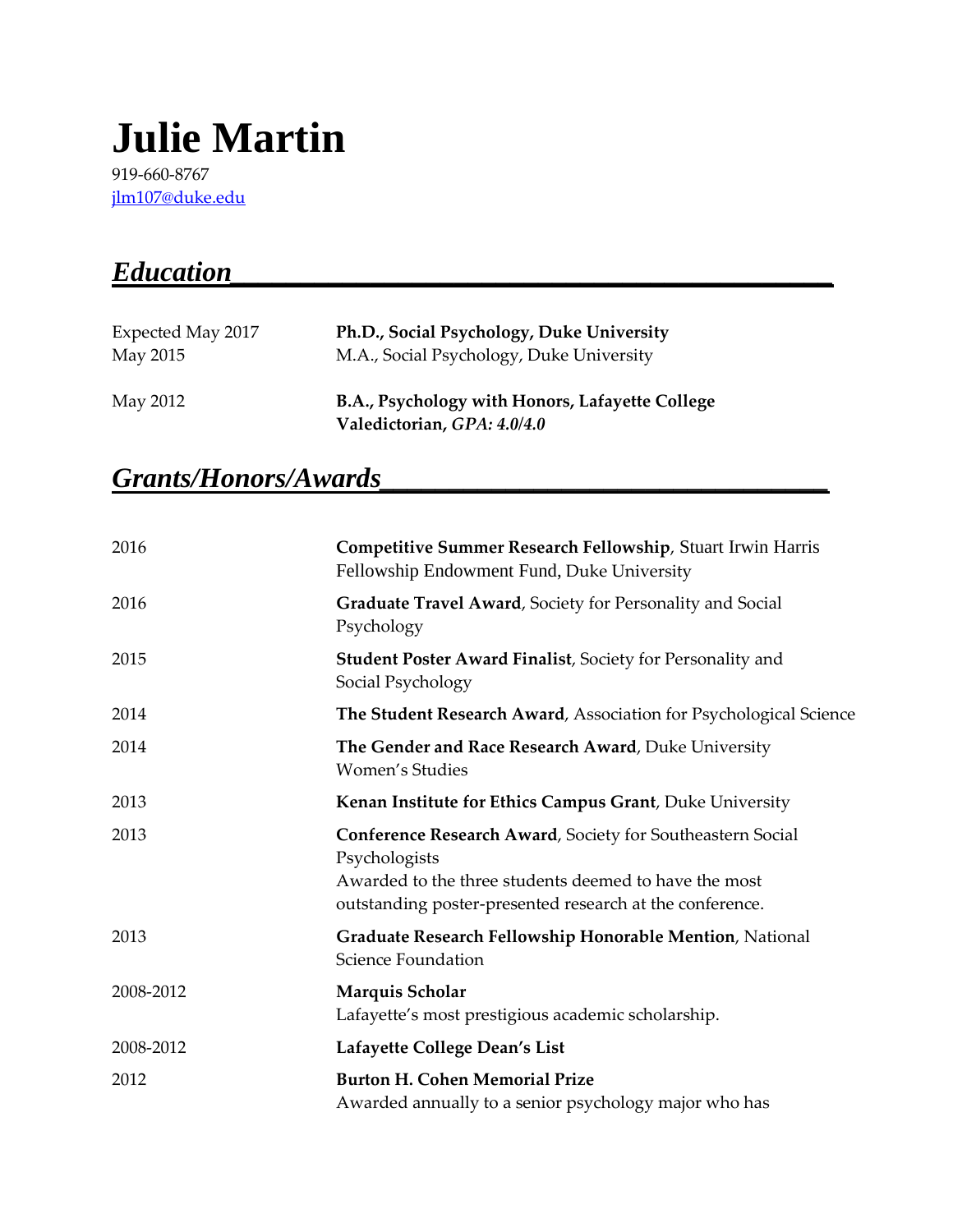# Julie Martin

919-660-8767
jlm107@duke.edu

## *Education*

| | |
|---|---|
| Expected May 2017 | **Ph.D., Social Psychology, Duke University** |
| May 2015 | M.A., Social Psychology, Duke University |
| May 2012 | **B.A., Psychology with Honors, Lafayette College**<br>**Valedictorian,** ***GPA: 4.0/4.0*** |

## *Grants/Honors/Awards*

| | |
|---|---|
| 2016 | **Competitive Summer Research Fellowship**, Stuart Irwin Harris Fellowship Endowment Fund, Duke University |
| 2016 | **Graduate Travel Award**, Society for Personality and Social Psychology |
| 2015 | **Student Poster Award Finalist**, Society for Personality and Social Psychology |
| 2014 | **The Student Research Award**, Association for Psychological Science |
| 2014 | **The Gender and Race Research Award**, Duke University Women's Studies |
| 2013 | **Kenan Institute for Ethics Campus Grant**, Duke University |
| 2013 | **Conference Research Award**, Society for Southeastern Social Psychologists<br>Awarded to the three students deemed to have the most outstanding poster-presented research at the conference. |
| 2013 | **Graduate Research Fellowship Honorable Mention**, National Science Foundation |
| 2008-2012 | **Marquis Scholar**<br>Lafayette's most prestigious academic scholarship. |
| 2008-2012 | **Lafayette College Dean's List** |
| 2012 | **Burton H. Cohen Memorial Prize**<br>Awarded annually to a senior psychology major who has |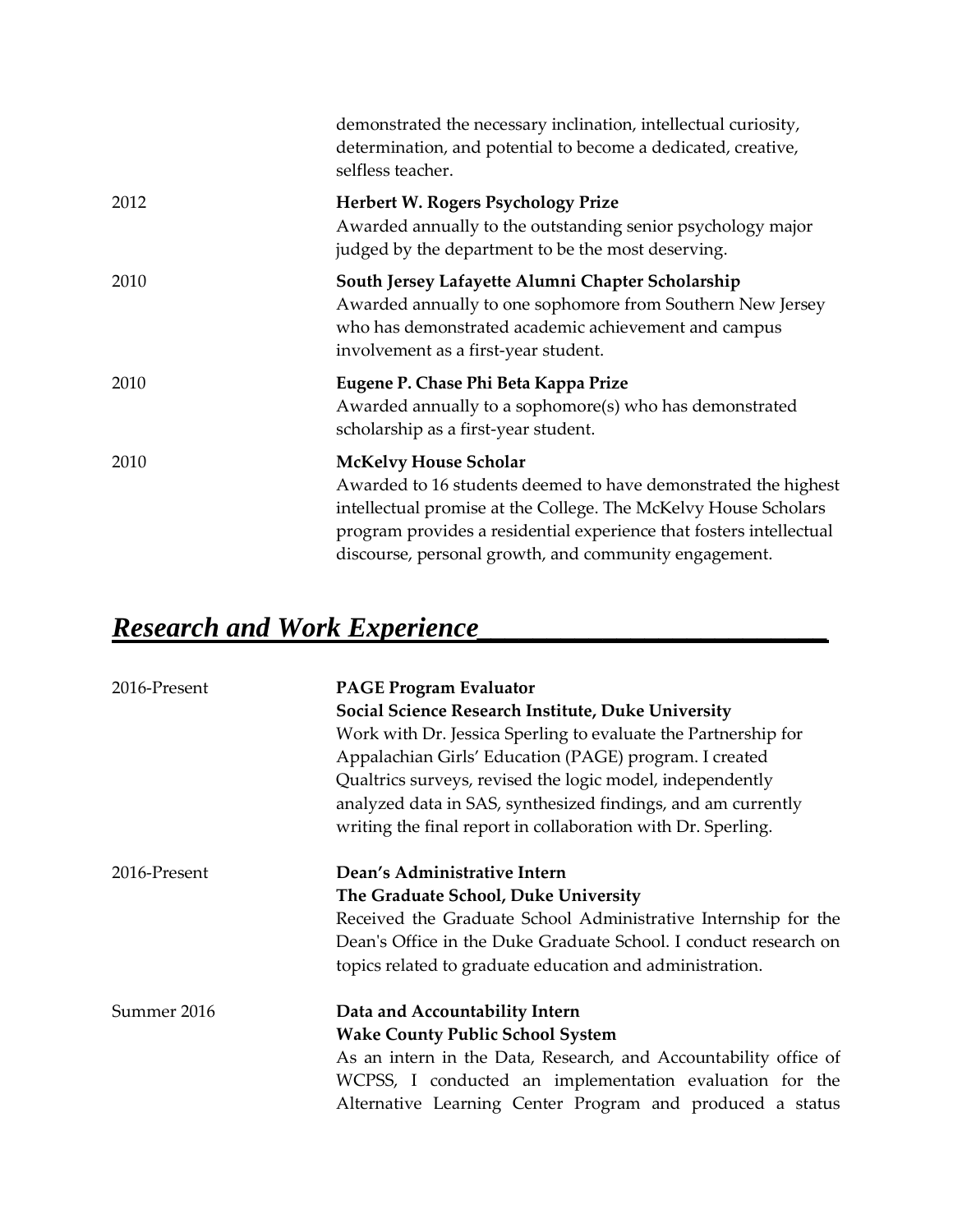demonstrated the necessary inclination, intellectual curiosity, determination, and potential to become a dedicated, creative, selfless teacher.

2012 **Herbert W. Rogers Psychology Prize**
Awarded annually to the outstanding senior psychology major judged by the department to be the most deserving.

2010 **South Jersey Lafayette Alumni Chapter Scholarship**
Awarded annually to one sophomore from Southern New Jersey who has demonstrated academic achievement and campus involvement as a first-year student.

2010 **Eugene P. Chase Phi Beta Kappa Prize**
Awarded annually to a sophomore(s) who has demonstrated scholarship as a first-year student.

2010 **McKelvy House Scholar**
Awarded to 16 students deemed to have demonstrated the highest intellectual promise at the College. The McKelvy House Scholars program provides a residential experience that fosters intellectual discourse, personal growth, and community engagement.

## ***Research and Work Experience***

2016-Present **PAGE Program Evaluator**
**Social Science Research Institute, Duke University**
Work with Dr. Jessica Sperling to evaluate the Partnership for Appalachian Girls' Education (PAGE) program. I created Qualtrics surveys, revised the logic model, independently analyzed data in SAS, synthesized findings, and am currently writing the final report in collaboration with Dr. Sperling.

2016-Present **Dean's Administrative Intern**
**The Graduate School, Duke University**
Received the Graduate School Administrative Internship for the Dean's Office in the Duke Graduate School. I conduct research on topics related to graduate education and administration.

Summer 2016 **Data and Accountability Intern**
**Wake County Public School System**
As an intern in the Data, Research, and Accountability office of WCPSS, I conducted an implementation evaluation for the Alternative Learning Center Program and produced a status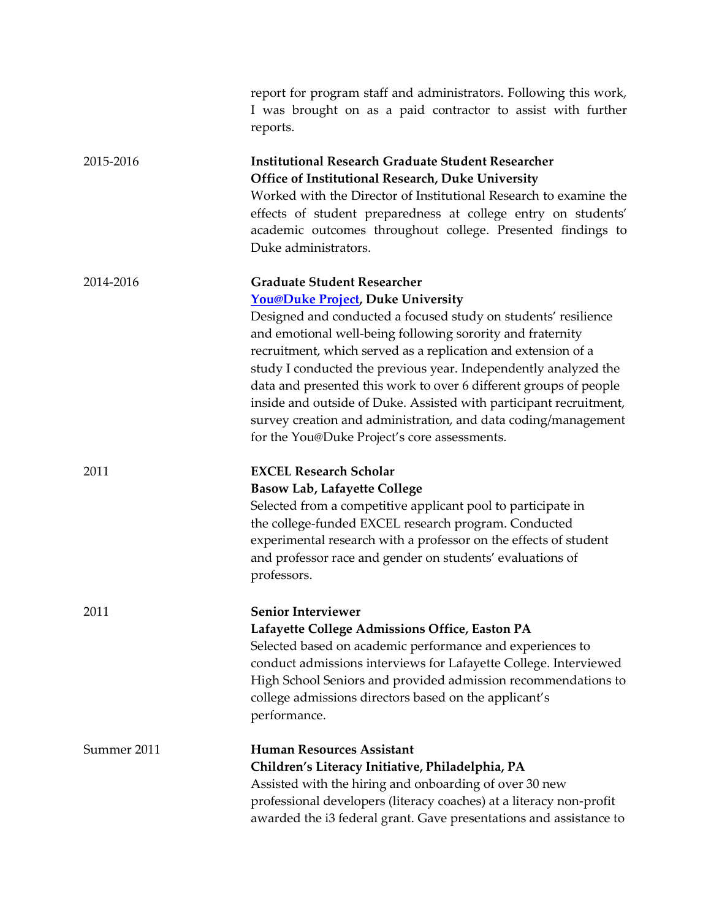report for program staff and administrators. Following this work, I was brought on as a paid contractor to assist with further reports.

2015-2016

**Institutional Research Graduate Student Researcher**
**Office of Institutional Research, Duke University**
Worked with the Director of Institutional Research to examine the effects of student preparedness at college entry on students' academic outcomes throughout college. Presented findings to Duke administrators.

2014-2016

**Graduate Student Researcher**
**You@Duke Project, Duke University**
Designed and conducted a focused study on students' resilience and emotional well-being following sorority and fraternity recruitment, which served as a replication and extension of a study I conducted the previous year. Independently analyzed the data and presented this work to over 6 different groups of people inside and outside of Duke. Assisted with participant recruitment, survey creation and administration, and data coding/management for the You@Duke Project's core assessments.

2011

**EXCEL Research Scholar**
**Basow Lab, Lafayette College**
Selected from a competitive applicant pool to participate in the college-funded EXCEL research program. Conducted experimental research with a professor on the effects of student and professor race and gender on students' evaluations of professors.

2011

**Senior Interviewer**
**Lafayette College Admissions Office, Easton PA**
Selected based on academic performance and experiences to conduct admissions interviews for Lafayette College. Interviewed High School Seniors and provided admission recommendations to college admissions directors based on the applicant's performance.

Summer 2011

**Human Resources Assistant**
**Children's Literacy Initiative, Philadelphia, PA**
Assisted with the hiring and onboarding of over 30 new professional developers (literacy coaches) at a literacy non-profit awarded the i3 federal grant. Gave presentations and assistance to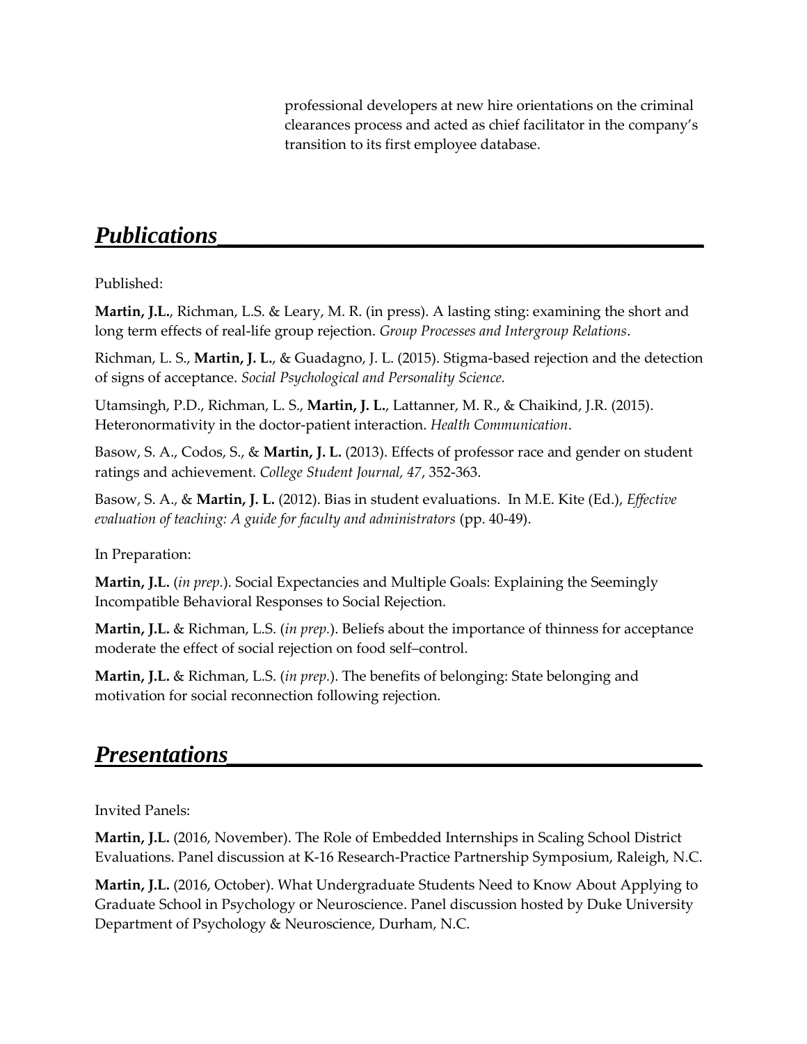professional developers at new hire orientations on the criminal clearances process and acted as chief facilitator in the company's transition to its first employee database.

## ***Publications***

Published:

**Martin, J.L.**, Richman, L.S. & Leary, M. R. (in press). A lasting sting: examining the short and long term effects of real-life group rejection. *Group Processes and Intergroup Relations*.

Richman, L. S., **Martin, J. L.**, & Guadagno, J. L. (2015). Stigma-based rejection and the detection of signs of acceptance. *Social Psychological and Personality Science.*

Utamsingh, P.D., Richman, L. S., **Martin, J. L.**, Lattanner, M. R., & Chaikind, J.R. (2015). Heteronormativity in the doctor-patient interaction. *Health Communication*.

Basow, S. A., Codos, S., & **Martin, J. L.** (2013). Effects of professor race and gender on student ratings and achievement. *College Student Journal, 47*, 352-363.

Basow, S. A., & **Martin, J. L.** (2012). Bias in student evaluations. In M.E. Kite (Ed.), *Effective evaluation of teaching: A guide for faculty and administrators* (pp. 40-49).

In Preparation:

**Martin, J.L.** (*in prep.*). Social Expectancies and Multiple Goals: Explaining the Seemingly Incompatible Behavioral Responses to Social Rejection.

**Martin, J.L.** & Richman, L.S. (*in prep.*). Beliefs about the importance of thinness for acceptance moderate the effect of social rejection on food self–control.

**Martin, J.L.** & Richman, L.S. (*in prep.*). The benefits of belonging: State belonging and motivation for social reconnection following rejection.

## ***Presentations***

Invited Panels:

**Martin, J.L.** (2016, November). The Role of Embedded Internships in Scaling School District Evaluations. Panel discussion at K-16 Research-Practice Partnership Symposium, Raleigh, N.C.

**Martin, J.L.** (2016, October). What Undergraduate Students Need to Know About Applying to Graduate School in Psychology or Neuroscience. Panel discussion hosted by Duke University Department of Psychology & Neuroscience, Durham, N.C.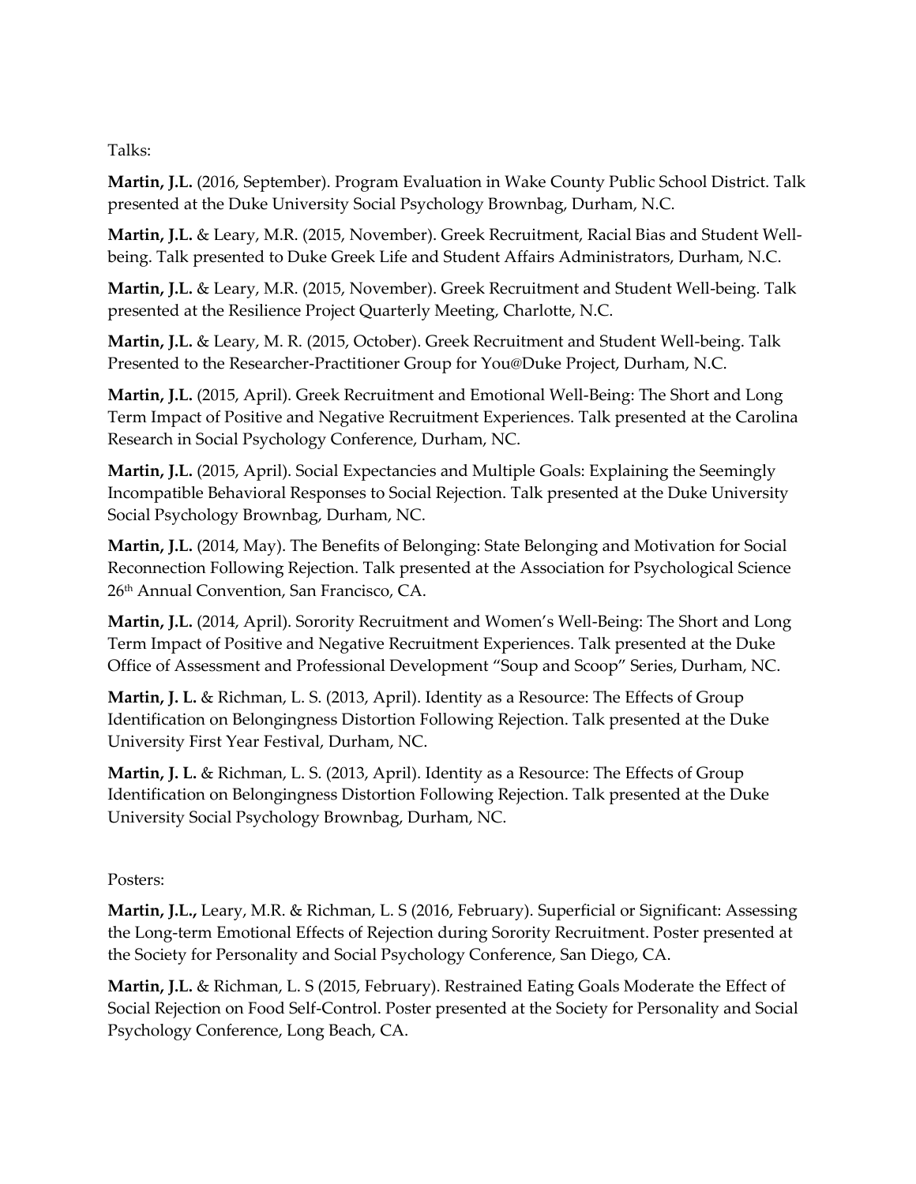Talks:

**Martin, J.L.** (2016, September). Program Evaluation in Wake County Public School District. Talk presented at the Duke University Social Psychology Brownbag, Durham, N.C.

**Martin, J.L.** & Leary, M.R. (2015, November). Greek Recruitment, Racial Bias and Student Well-being. Talk presented to Duke Greek Life and Student Affairs Administrators, Durham, N.C.

**Martin, J.L.** & Leary, M.R. (2015, November). Greek Recruitment and Student Well-being. Talk presented at the Resilience Project Quarterly Meeting, Charlotte, N.C.

**Martin, J.L.** & Leary, M. R. (2015, October). Greek Recruitment and Student Well-being. Talk Presented to the Researcher-Practitioner Group for You@Duke Project, Durham, N.C.

**Martin, J.L.** (2015, April). Greek Recruitment and Emotional Well-Being: The Short and Long Term Impact of Positive and Negative Recruitment Experiences. Talk presented at the Carolina Research in Social Psychology Conference, Durham, NC.

**Martin, J.L.** (2015, April). Social Expectancies and Multiple Goals: Explaining the Seemingly Incompatible Behavioral Responses to Social Rejection. Talk presented at the Duke University Social Psychology Brownbag, Durham, NC.

**Martin, J.L.** (2014, May). The Benefits of Belonging: State Belonging and Motivation for Social Reconnection Following Rejection. Talk presented at the Association for Psychological Science 26th Annual Convention, San Francisco, CA.

**Martin, J.L.** (2014, April). Sorority Recruitment and Women's Well-Being: The Short and Long Term Impact of Positive and Negative Recruitment Experiences. Talk presented at the Duke Office of Assessment and Professional Development "Soup and Scoop" Series, Durham, NC.

**Martin, J. L.** & Richman, L. S. (2013, April). Identity as a Resource: The Effects of Group Identification on Belongingness Distortion Following Rejection. Talk presented at the Duke University First Year Festival, Durham, NC.

**Martin, J. L.** & Richman, L. S. (2013, April). Identity as a Resource: The Effects of Group Identification on Belongingness Distortion Following Rejection. Talk presented at the Duke University Social Psychology Brownbag, Durham, NC.

Posters:

**Martin, J.L.,** Leary, M.R. & Richman, L. S (2016, February). Superficial or Significant: Assessing the Long-term Emotional Effects of Rejection during Sorority Recruitment. Poster presented at the Society for Personality and Social Psychology Conference, San Diego, CA.

**Martin, J.L.** & Richman, L. S (2015, February). Restrained Eating Goals Moderate the Effect of Social Rejection on Food Self-Control. Poster presented at the Society for Personality and Social Psychology Conference, Long Beach, CA.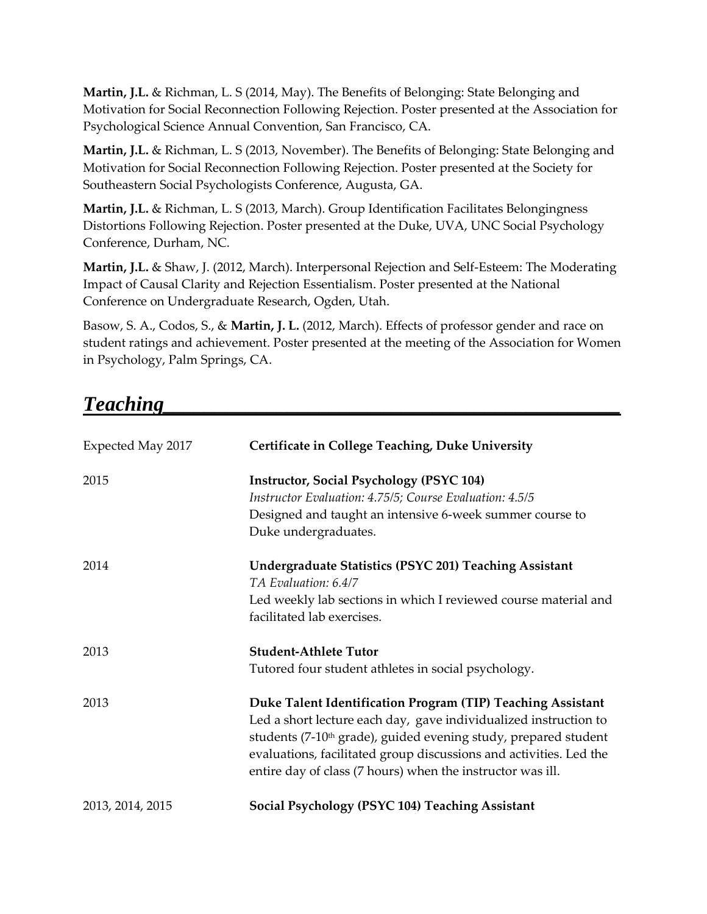**Martin, J.L.** & Richman, L. S (2014, May). The Benefits of Belonging: State Belonging and Motivation for Social Reconnection Following Rejection. Poster presented at the Association for Psychological Science Annual Convention, San Francisco, CA.

**Martin, J.L.** & Richman, L. S (2013, November). The Benefits of Belonging: State Belonging and Motivation for Social Reconnection Following Rejection. Poster presented at the Society for Southeastern Social Psychologists Conference, Augusta, GA.

**Martin, J.L.** & Richman, L. S (2013, March). Group Identification Facilitates Belongingness Distortions Following Rejection. Poster presented at the Duke, UVA, UNC Social Psychology Conference, Durham, NC.

**Martin, J.L.** & Shaw, J. (2012, March). Interpersonal Rejection and Self-Esteem: The Moderating Impact of Causal Clarity and Rejection Essentialism. Poster presented at the National Conference on Undergraduate Research, Ogden, Utah.

Basow, S. A., Codos, S., & **Martin, J. L.** (2012, March). Effects of professor gender and race on student ratings and achievement. Poster presented at the meeting of the Association for Women in Psychology, Palm Springs, CA.

## ***Teaching***

Expected May 2017 — **Certificate in College Teaching, Duke University**

2015 — **Instructor, Social Psychology (PSYC 104)**
*Instructor Evaluation: 4.75/5; Course Evaluation: 4.5/5*
Designed and taught an intensive 6-week summer course to Duke undergraduates.

2014 — **Undergraduate Statistics (PSYC 201) Teaching Assistant**
*TA Evaluation: 6.4/7*
Led weekly lab sections in which I reviewed course material and facilitated lab exercises.

2013 — **Student-Athlete Tutor**
Tutored four student athletes in social psychology.

2013 — **Duke Talent Identification Program (TIP) Teaching Assistant**
Led a short lecture each day, gave individualized instruction to students (7-10th grade), guided evening study, prepared student evaluations, facilitated group discussions and activities. Led the entire day of class (7 hours) when the instructor was ill.

2013, 2014, 2015 — **Social Psychology (PSYC 104) Teaching Assistant**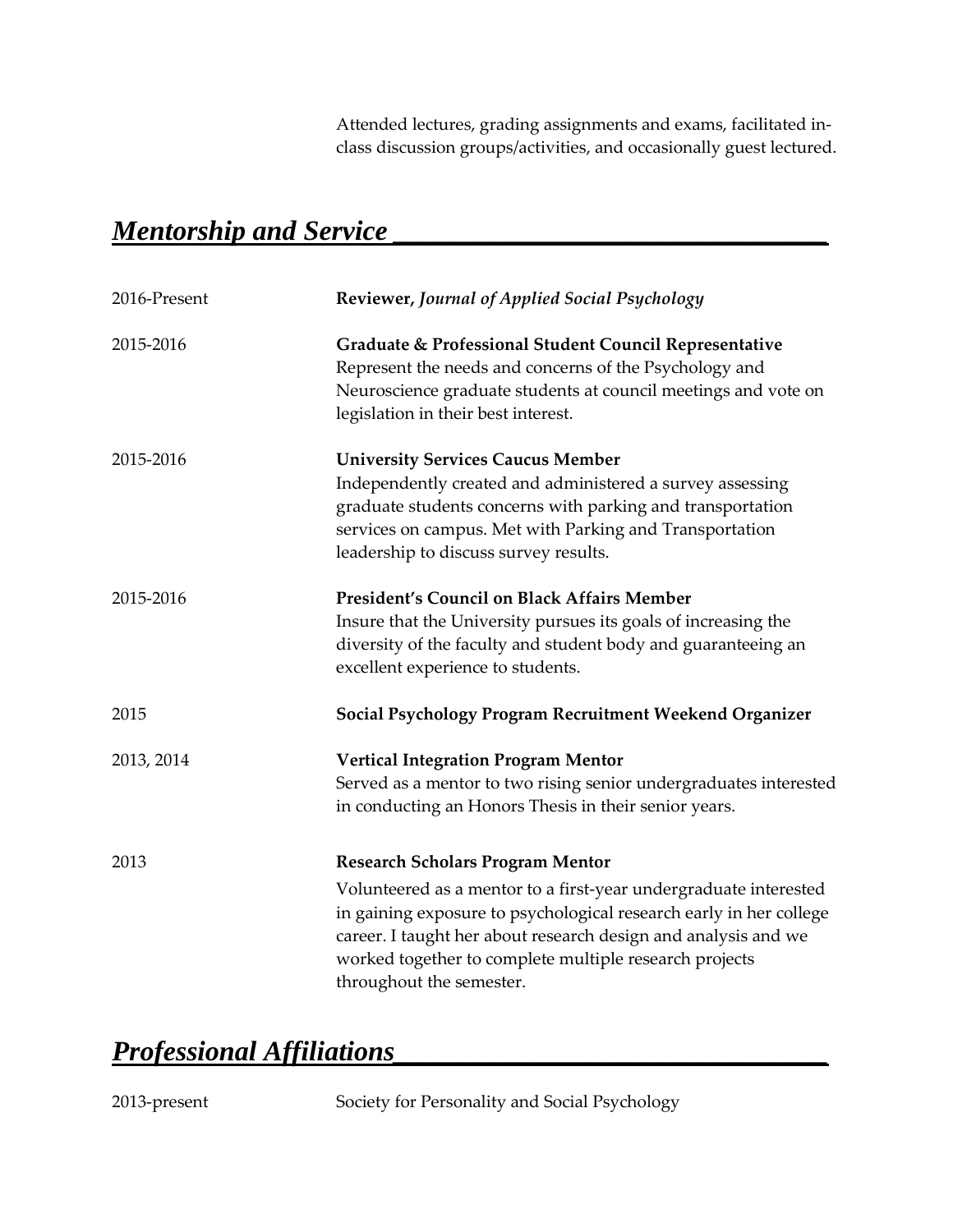Attended lectures, grading assignments and exams, facilitated in-class discussion groups/activities, and occasionally guest lectured.

## *Mentorship and Service*

2016-Present — **Reviewer,** ***Journal of Applied Social Psychology***

2015-2016 — **Graduate & Professional Student Council Representative**
Represent the needs and concerns of the Psychology and Neuroscience graduate students at council meetings and vote on legislation in their best interest.

2015-2016 — **University Services Caucus Member**
Independently created and administered a survey assessing graduate students concerns with parking and transportation services on campus. Met with Parking and Transportation leadership to discuss survey results.

2015-2016 — **President's Council on Black Affairs Member**
Insure that the University pursues its goals of increasing the diversity of the faculty and student body and guaranteeing an excellent experience to students.

2015 — **Social Psychology Program Recruitment Weekend Organizer**

2013, 2014 — **Vertical Integration Program Mentor**
Served as a mentor to two rising senior undergraduates interested in conducting an Honors Thesis in their senior years.

2013 — **Research Scholars Program Mentor**
Volunteered as a mentor to a first-year undergraduate interested in gaining exposure to psychological research early in her college career. I taught her about research design and analysis and we worked together to complete multiple research projects throughout the semester.

## *Professional Affiliations*

2013-present — Society for Personality and Social Psychology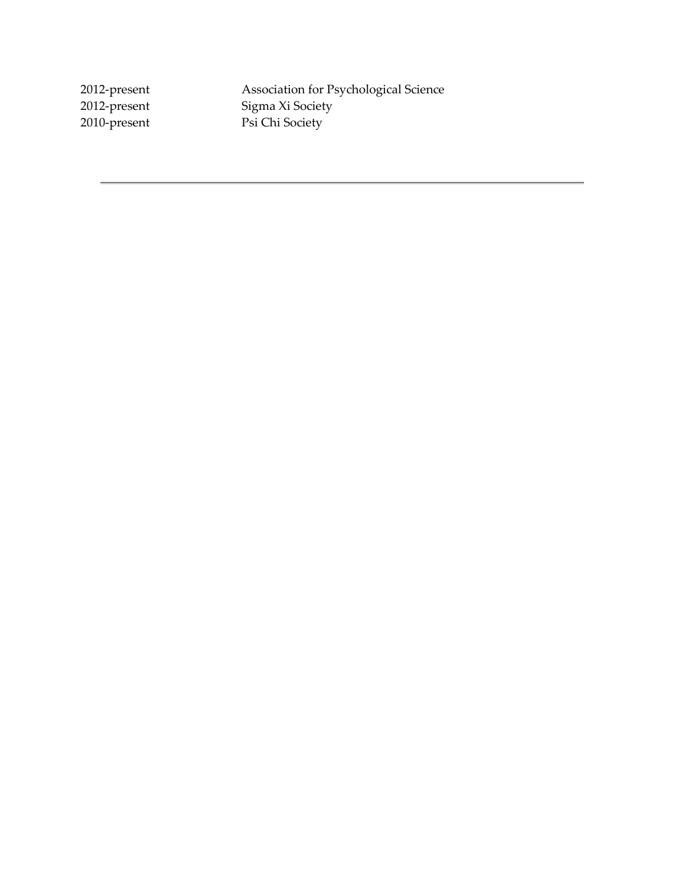| | |
|---|---|
| 2012-present | Association for Psychological Science |
| 2012-present | Sigma Xi Society |
| 2010-present | Psi Chi Society |

---